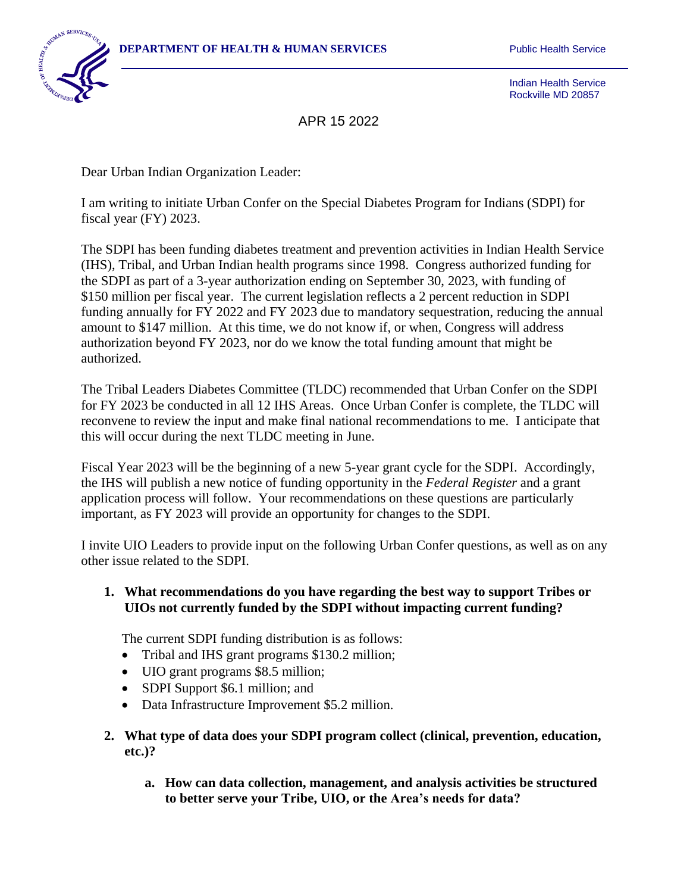**DEPARTMENT OF HEALTH & HUMAN SERVICES**

Public Health Service

Indian Health Service
Rockville MD 20857

APR 15 2022

Dear Urban Indian Organization Leader:

I am writing to initiate Urban Confer on the Special Diabetes Program for Indians (SDPI) for fiscal year (FY) 2023.

The SDPI has been funding diabetes treatment and prevention activities in Indian Health Service (IHS), Tribal, and Urban Indian health programs since 1998. Congress authorized funding for the SDPI as part of a 3-year authorization ending on September 30, 2023, with funding of $150 million per fiscal year. The current legislation reflects a 2 percent reduction in SDPI funding annually for FY 2022 and FY 2023 due to mandatory sequestration, reducing the annual amount to $147 million. At this time, we do not know if, or when, Congress will address authorization beyond FY 2023, nor do we know the total funding amount that might be authorized.

The Tribal Leaders Diabetes Committee (TLDC) recommended that Urban Confer on the SDPI for FY 2023 be conducted in all 12 IHS Areas. Once Urban Confer is complete, the TLDC will reconvene to review the input and make final national recommendations to me. I anticipate that this will occur during the next TLDC meeting in June.

Fiscal Year 2023 will be the beginning of a new 5-year grant cycle for the SDPI. Accordingly, the IHS will publish a new notice of funding opportunity in the *Federal Register* and a grant application process will follow. Your recommendations on these questions are particularly important, as FY 2023 will provide an opportunity for changes to the SDPI.

I invite UIO Leaders to provide input on the following Urban Confer questions, as well as on any other issue related to the SDPI.

1. **What recommendations do you have regarding the best way to support Tribes or UIOs not currently funded by the SDPI without impacting current funding?**

   The current SDPI funding distribution is as follows:
   - Tribal and IHS grant programs $130.2 million;
   - UIO grant programs $8.5 million;
   - SDPI Support $6.1 million; and
   - Data Infrastructure Improvement $5.2 million.

2. **What type of data does your SDPI program collect (clinical, prevention, education, etc.)?**

   a. **How can data collection, management, and analysis activities be structured to better serve your Tribe, UIO, or the Area's needs for data?**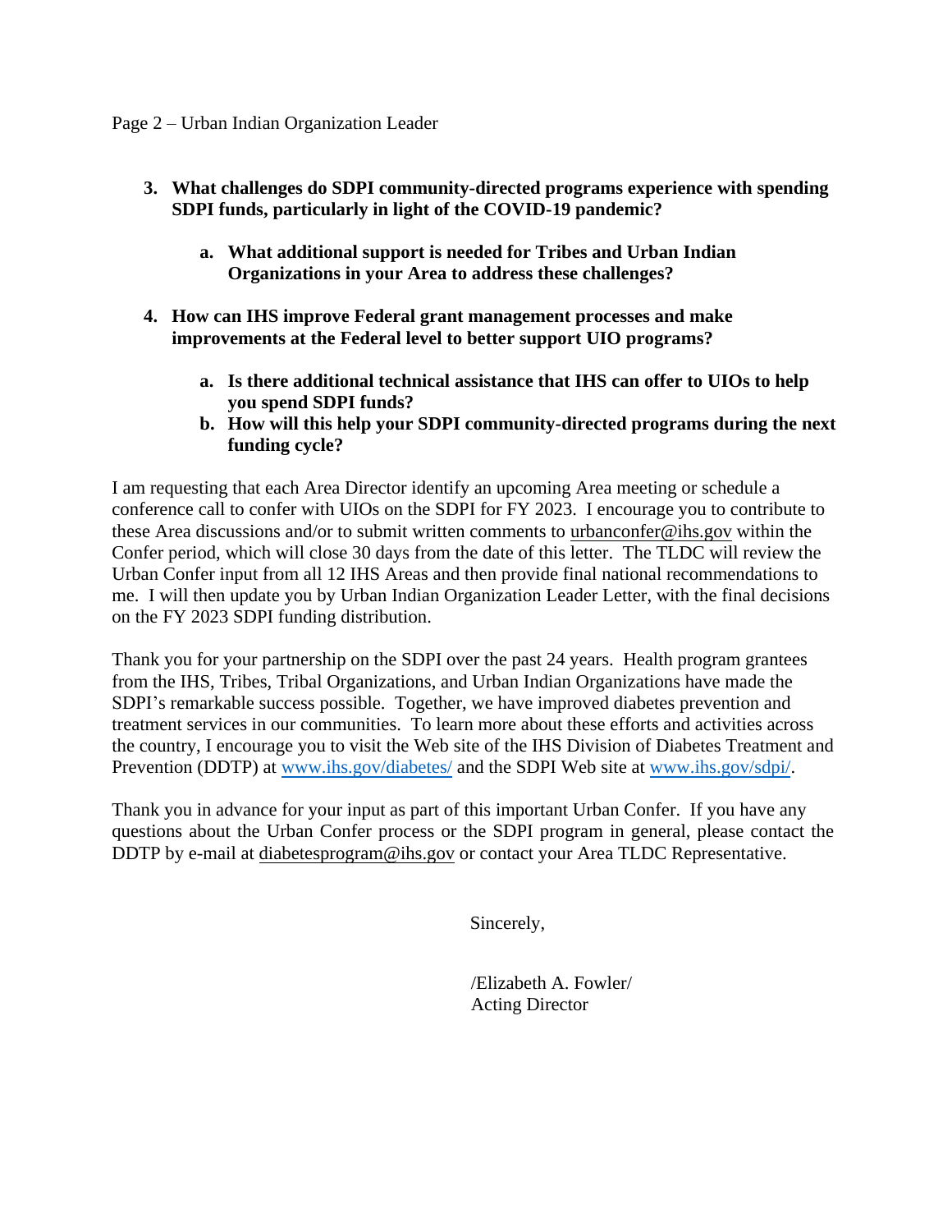3. **What challenges do SDPI community-directed programs experience with spending SDPI funds, particularly in light of the COVID-19 pandemic?**

   a. **What additional support is needed for Tribes and Urban Indian Organizations in your Area to address these challenges?**

4. **How can IHS improve Federal grant management processes and make improvements at the Federal level to better support UIO programs?**

   a. **Is there additional technical assistance that IHS can offer to UIOs to help you spend SDPI funds?**
   
   b. **How will this help your SDPI community-directed programs during the next funding cycle?**

I am requesting that each Area Director identify an upcoming Area meeting or schedule a conference call to confer with UIOs on the SDPI for FY 2023. I encourage you to contribute to these Area discussions and/or to submit written comments to urbanconfer@ihs.gov within the Confer period, which will close 30 days from the date of this letter. The TLDC will review the Urban Confer input from all 12 IHS Areas and then provide final national recommendations to me. I will then update you by Urban Indian Organization Leader Letter, with the final decisions on the FY 2023 SDPI funding distribution.

Thank you for your partnership on the SDPI over the past 24 years. Health program grantees from the IHS, Tribes, Tribal Organizations, and Urban Indian Organizations have made the SDPI's remarkable success possible. Together, we have improved diabetes prevention and treatment services in our communities. To learn more about these efforts and activities across the country, I encourage you to visit the Web site of the IHS Division of Diabetes Treatment and Prevention (DDTP) at www.ihs.gov/diabetes/ and the SDPI Web site at www.ihs.gov/sdpi/.

Thank you in advance for your input as part of this important Urban Confer. If you have any questions about the Urban Confer process or the SDPI program in general, please contact the DDTP by e-mail at diabetesprogram@ihs.gov or contact your Area TLDC Representative.

Sincerely,

/Elizabeth A. Fowler/
Acting Director